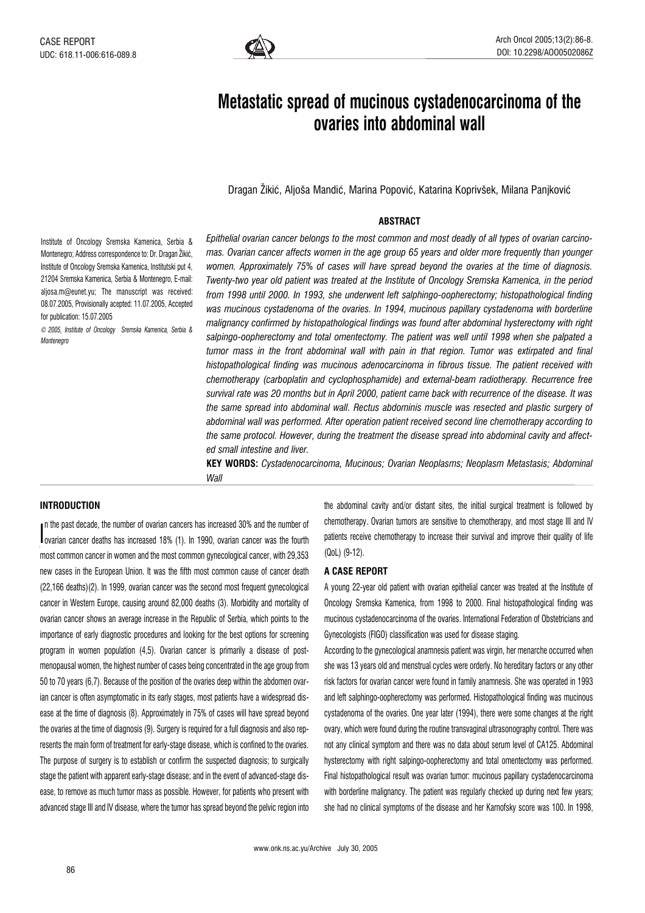CASE REPORT
UDC: 618.11-006:616-089.8

# Metastatic spread of mucinous cystadenocarcinoma of the ovaries into abdominal wall

Dragan Žikić, Aljoša Mandić, Marina Popović, Katarina Koprivšek, Milana Panjković

Institute of Oncology Sremska Kamenica, Serbia & Montenegro; Address correspondence to: Dr. Dragan Žikić, Institute of Oncology Sremska Kamenica, Institutski put 4, 21204 Sremska Kamenica, Serbia & Montenegro, E-mail: aljosa.m@eunet.yu; The manuscript was received: 08.07.2005, Provisionally acepted: 11.07.2005, Accepted for publication: 15.07.2005

© 2005, Institute of Oncology Sremska Kamenica, Serbia & Montenegro

## ABSTRACT

*Epithelial ovarian cancer belongs to the most common and most deadly of all types of ovarian carcinomas. Ovarian cancer affects women in the age group 65 years and older more frequently than younger women. Approximately 75% of cases will have spread beyond the ovaries at the time of diagnosis. Twenty-two year old patient was treated at the Institute of Oncology Sremska Kamenica, in the period from 1998 until 2000. In 1993, she underwent left salphingo-oopherectomy; histopathological finding was mucinous cystadenoma of the ovaries. In 1994, mucinous papillary cystadenoma with borderline malignancy confirmed by histopathological findings was found after abdominal hysterectomy with right salpingo-oopherectomy and total omentectomy. The patient was well until 1998 when she palpated a tumor mass in the front abdominal wall with pain in that region. Tumor was extirpated and final histopathological finding was mucinous adenocarcinoma in fibrous tissue. The patient received with chemotherapy (carboplatin and cyclophosphamide) and external-beam radiotherapy. Recurrence free survival rate was 20 months but in April 2000, patient came back with recurrence of the disease. It was the same spread into abdominal wall. Rectus abdominis muscle was resected and plastic surgery of abdominal wall was performed. After operation patient received second line chemotherapy according to the same protocol. However, during the treatment the disease spread into abdominal cavity and affected small intestine and liver.*

**KEY WORDS:** *Cystadenocarcinoma, Mucinous; Ovarian Neoplasms; Neoplasm Metastasis; Abdominal Wall*

## INTRODUCTION

In the past decade, the number of ovarian cancers has increased 30% and the number of ovarian cancer deaths has increased 18% (1). In 1990, ovarian cancer was the fourth most common cancer in women and the most common gynecological cancer, with 29,353 new cases in the European Union. It was the fifth most common cause of cancer death (22,166 deaths)(2). In 1999, ovarian cancer was the second most frequent gynecological cancer in Western Europe, causing around 82,000 deaths (3). Morbidity and mortality of ovarian cancer shows an average increase in the Republic of Serbia, which points to the importance of early diagnostic procedures and looking for the best options for screening program in women population (4,5). Ovarian cancer is primarily a disease of postmenopausal women, the highest number of cases being concentrated in the age group from 50 to 70 years (6,7). Because of the position of the ovaries deep within the abdomen ovarian cancer is often asymptomatic in its early stages, most patients have a widespread disease at the time of diagnosis (8). Approximately in 75% of cases will have spread beyond the ovaries at the time of diagnosis (9). Surgery is required for a full diagnosis and also represents the main form of treatment for early-stage disease, which is confined to the ovaries. The purpose of surgery is to establish or confirm the suspected diagnosis; to surgically stage the patient with apparent early-stage disease; and in the event of advanced-stage disease, to remove as much tumor mass as possible. However, for patients who present with advanced stage III and IV disease, where the tumor has spread beyond the pelvic region into the abdominal cavity and/or distant sites, the initial surgical treatment is followed by chemotherapy. Ovarian tumors are sensitive to chemotherapy, and most stage III and IV patients receive chemotherapy to increase their survival and improve their quality of life (QoL) (9-12).

## A CASE REPORT

A young 22-year old patient with ovarian epithelial cancer was treated at the Institute of Oncology Sremska Kamenica, from 1998 to 2000. Final histopathological finding was mucinous cystadenocarcinoma of the ovaries. International Federation of Obstetricians and Gynecologists (FIGO) classification was used for disease staging.

According to the gynecological anamnesis patient was virgin, her menarche occurred when she was 13 years old and menstrual cycles were orderly. No hereditary factors or any other risk factors for ovarian cancer were found in family anamnesis. She was operated in 1993 and left salphingo-oopherectomy was performed. Histopathological finding was mucinous cystadenoma of the ovaries. One year later (1994), there were some changes at the right ovary, which were found during the routine transvaginal ultrasonography control. There was not any clinical symptom and there was no data about serum level of CA125. Abdominal hysterectomy with right salpingo-oopherectomy and total omentectomy was performed. Final histopathological result was ovarian tumor: mucinous papillary cystadenocarcinoma with borderline malignancy. The patient was regularly checked up during next few years; she had no clinical symptoms of the disease and her Karnofsky score was 100. In 1998,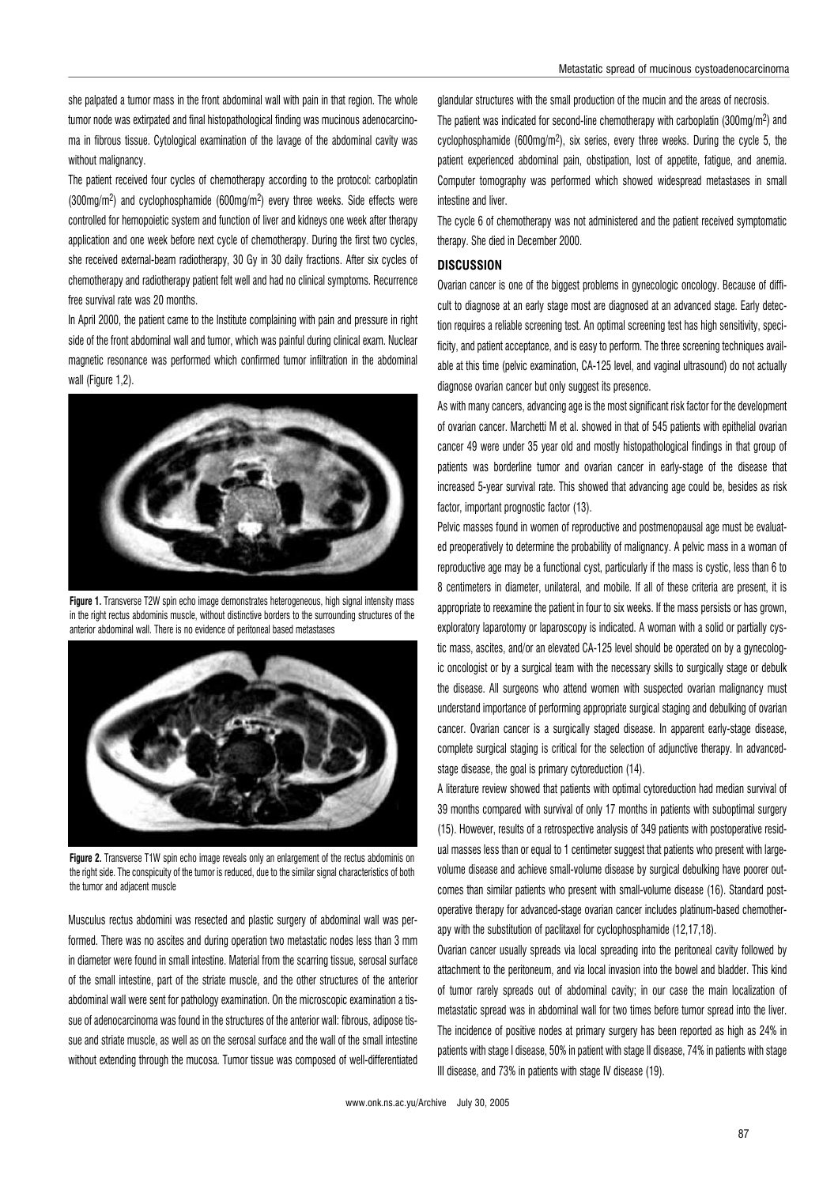she palpated a tumor mass in the front abdominal wall with pain in that region. The whole tumor node was extirpated and final histopathological finding was mucinous adenocarcinoma in fibrous tissue. Cytological examination of the lavage of the abdominal cavity was without malignancy.

The patient received four cycles of chemotherapy according to the protocol: carboplatin (300mg/m$^2$) and cyclophosphamide (600mg/m$^2$) every three weeks. Side effects were controlled for hemopoietic system and function of liver and kidneys one week after therapy application and one week before next cycle of chemotherapy. During the first two cycles, she received external-beam radiotherapy, 30 Gy in 30 daily fractions. After six cycles of chemotherapy and radiotherapy patient felt well and had no clinical symptoms. Recurrence free survival rate was 20 months.

In April 2000, the patient came to the Institute complaining with pain and pressure in right side of the front abdominal wall and tumor, which was painful during clinical exam. Nuclear magnetic resonance was performed which confirmed tumor infiltration in the abdominal wall (Figure 1,2).

**Figure 1.** Transverse T2W spin echo image demonstrates heterogeneous, high signal intensity mass in the right rectus abdominis muscle, without distinctive borders to the surrounding structures of the anterior abdominal wall. There is no evidence of peritoneal based metastases

**Figure 2.** Transverse T1W spin echo image reveals only an enlargement of the rectus abdominis on the right side. The conspicuity of the tumor is reduced, due to the similar signal characteristics of both the tumor and adjacent muscle

Musculus rectus abdomini was resected and plastic surgery of abdominal wall was performed. There was no ascites and during operation two metastatic nodes less than 3 mm in diameter were found in small intestine. Material from the scarring tissue, serosal surface of the small intestine, part of the striate muscle, and the other structures of the anterior abdominal wall were sent for pathology examination. On the microscopic examination a tissue of adenocarcinoma was found in the structures of the anterior wall: fibrous, adipose tissue and striate muscle, as well as on the serosal surface and the wall of the small intestine without extending through the mucosa. Tumor tissue was composed of well-differentiated glandular structures with the small production of the mucin and the areas of necrosis.

The patient was indicated for second-line chemotherapy with carboplatin (300mg/m$^2$) and cyclophosphamide (600mg/m$^2$), six series, every three weeks. During the cycle 5, the patient experienced abdominal pain, obstipation, lost of appetite, fatigue, and anemia. Computer tomography was performed which showed widespread metastases in small intestine and liver.

The cycle 6 of chemotherapy was not administered and the patient received symptomatic therapy. She died in December 2000.

## DISCUSSION

Ovarian cancer is one of the biggest problems in gynecologic oncology. Because of difficult to diagnose at an early stage most are diagnosed at an advanced stage. Early detection requires a reliable screening test. An optimal screening test has high sensitivity, specificity, and patient acceptance, and is easy to perform. The three screening techniques available at this time (pelvic examination, CA-125 level, and vaginal ultrasound) do not actually diagnose ovarian cancer but only suggest its presence.

As with many cancers, advancing age is the most significant risk factor for the development of ovarian cancer. Marchetti M et al. showed in that of 545 patients with epithelial ovarian cancer 49 were under 35 year old and mostly histopathological findings in that group of patients was borderline tumor and ovarian cancer in early-stage of the disease that increased 5-year survival rate. This showed that advancing age could be, besides as risk factor, important prognostic factor (13).

Pelvic masses found in women of reproductive and postmenopausal age must be evaluated preoperatively to determine the probability of malignancy. A pelvic mass in a woman of reproductive age may be a functional cyst, particularly if the mass is cystic, less than 6 to 8 centimeters in diameter, unilateral, and mobile. If all of these criteria are present, it is appropriate to reexamine the patient in four to six weeks. If the mass persists or has grown, exploratory laparotomy or laparoscopy is indicated. A woman with a solid or partially cystic mass, ascites, and/or an elevated CA-125 level should be operated on by a gynecologic oncologist or by a surgical team with the necessary skills to surgically stage or debulk the disease. All surgeons who attend women with suspected ovarian malignancy must understand importance of performing appropriate surgical staging and debulking of ovarian cancer. Ovarian cancer is a surgically staged disease. In apparent early-stage disease, complete surgical staging is critical for the selection of adjunctive therapy. In advanced-stage disease, the goal is primary cytoreduction (14).

A literature review showed that patients with optimal cytoreduction had median survival of 39 months compared with survival of only 17 months in patients with suboptimal surgery (15). However, results of a retrospective analysis of 349 patients with postoperative residual masses less than or equal to 1 centimeter suggest that patients who present with large-volume disease and achieve small-volume disease by surgical debulking have poorer outcomes than similar patients who present with small-volume disease (16). Standard postoperative therapy for advanced-stage ovarian cancer includes platinum-based chemotherapy with the substitution of paclitaxel for cyclophosphamide (12,17,18).

Ovarian cancer usually spreads via local spreading into the peritoneal cavity followed by attachment to the peritoneum, and via local invasion into the bowel and bladder. This kind of tumor rarely spreads out of abdominal cavity; in our case the main localization of metastatic spread was in abdominal wall for two times before tumor spread into the liver. The incidence of positive nodes at primary surgery has been reported as high as 24% in patients with stage I disease, 50% in patient with stage II disease, 74% in patients with stage III disease, and 73% in patients with stage IV disease (19).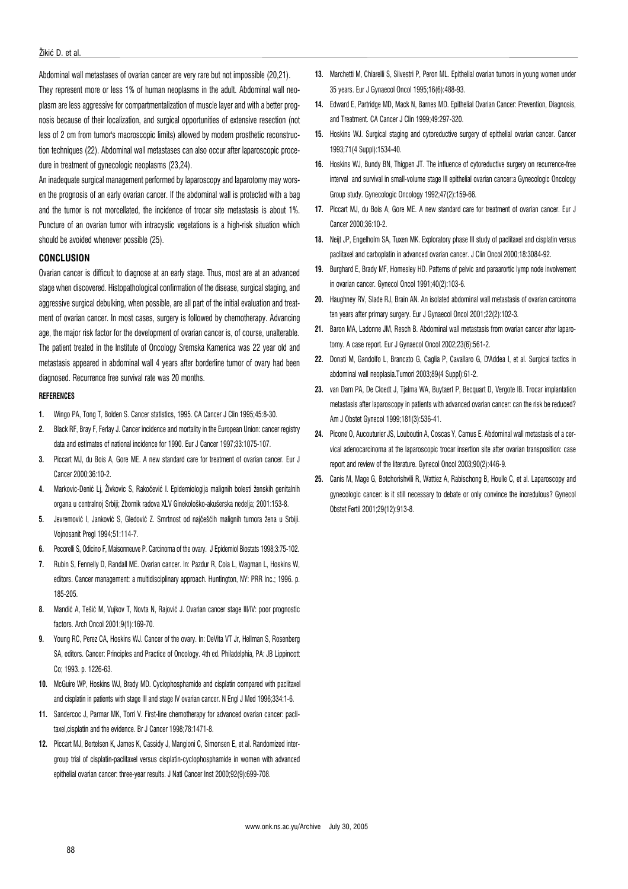Abdominal wall metastases of ovarian cancer are very rare but not impossible (20,21). They represent more or less 1% of human neoplasms in the adult. Abdominal wall neoplasm are less aggressive for compartmentalization of muscle layer and with a better prognosis because of their localization, and surgical opportunities of extensive resection (not less of 2 cm from tumor's macroscopic limits) allowed by modern prosthetic reconstruction techniques (22). Abdominal wall metastases can also occur after laparoscopic procedure in treatment of gynecologic neoplasms (23,24).

An inadequate surgical management performed by laparoscopy and laparotomy may worsen the prognosis of an early ovarian cancer. If the abdominal wall is protected with a bag and the tumor is not morcellated, the incidence of trocar site metastasis is about 1%. Puncture of an ovarian tumor with intracystic vegetations is a high-risk situation which should be avoided whenever possible (25).

## CONCLUSION

Ovarian cancer is difficult to diagnose at an early stage. Thus, most are at an advanced stage when discovered. Histopathological confirmation of the disease, surgical staging, and aggressive surgical debulking, when possible, are all part of the initial evaluation and treatment of ovarian cancer. In most cases, surgery is followed by chemotherapy. Advancing age, the major risk factor for the development of ovarian cancer is, of course, unalterable. The patient treated in the Institute of Oncology Sremska Kamenica was 22 year old and metastasis appeared in abdominal wall 4 years after borderline tumor of ovary had been diagnosed. Recurrence free survival rate was 20 months.

### REFERENCES

1. Wingo PA, Tong T, Bolden S. Cancer statistics, 1995. CA Cancer J Clin 1995;45:8-30.
2. Black RF, Bray F, Ferlay J. Cancer incidence and mortality in the European Union: cancer registry data and estimates of national incidence for 1990. Eur J Cancer 1997;33:1075-107.
3. Piccart MJ, du Bois A, Gore ME. A new standard care for treatment of ovarian cancer. Eur J Cancer 2000;36:10-2.
4. Markovic-Denić Lj, Živkovic S, Rakočević I. Epidemiologija malignih bolesti ženskih genitalnih organa u centralnoj Srbiji; Zbornik radova XLV Ginekološko-akušerska nedelja; 2001:153-8.
5. Jevremović I, Janković S, Gledović Z. Smrtnost od najčešćih malignih tumora žena u Srbiji. Vojnosanit Pregl 1994;51:114-7.
6. Pecorelli S, Odicino F, Maisonneuve P. Carcinoma of the ovary. J Epidemiol Biostats 1998;3:75-102.
7. Rubin S, Fennelly D, Randall ME. Ovarian cancer. In: Pazdur R, Coia L, Wagman L, Hoskins W, editors. Cancer management: a multidisciplinary approach. Huntington, NY: PRR Inc.; 1996. p. 185-205.
8. Mandić A, Tešić M, Vujkov T, Novta N, Rajović J. Ovarian cancer stage III/IV: poor prognostic factors. Arch Oncol 2001;9(1):169-70.
9. Young RC, Perez CA, Hoskins WJ. Cancer of the ovary. In: DeVita VT Jr, Hellman S, Rosenberg SA, editors. Cancer: Principles and Practice of Oncology. 4th ed. Philadelphia, PA: JB Lippincott Co; 1993. p. 1226-63.
10. McGuire WP, Hoskins WJ, Brady MD. Cyclophosphamide and cisplatin compared with paclitaxel and cisplatin in patients with stage III and stage IV ovarian cancer. N Engl J Med 1996;334:1-6.
11. Sandercoc J, Parmar MK, Torri V. First-line chemotherapy for advanced ovarian cancer: paclitaxel,cisplatin and the evidence. Br J Cancer 1998;78:1471-8.
12. Piccart MJ, Bertelsen K, James K, Cassidy J, Mangioni C, Simonsen E, et al. Randomized intergroup trial of cisplatin-paclitaxel versus cisplatin-cyclophosphamide in women with advanced epithelial ovarian cancer: three-year results. J Natl Cancer Inst 2000;92(9):699-708.
13. Marchetti M, Chiarelli S, Silvestri P, Peron ML. Epithelial ovarian tumors in young women under 35 years. Eur J Gynaecol Oncol 1995;16(6):488-93.
14. Edward E, Partridge MD, Mack N, Barnes MD. Epithelial Ovarian Cancer: Prevention, Diagnosis, and Treatment. CA Cancer J Clin 1999;49:297-320.
15. Hoskins WJ. Surgical staging and cytoreductive surgery of epithelial ovarian cancer. Cancer 1993;71(4 Suppl):1534-40.
16. Hoskins WJ, Bundy BN, Thigpen JT. The influence of cytoreductive surgery on recurrence-free interval and survival in small-volume stage III epithelial ovarian cancer:a Gynecologic Oncology Group study. Gynecologic Oncology 1992;47(2):159-66.
17. Piccart MJ, du Bois A, Gore ME. A new standard care for treatment of ovarian cancer. Eur J Cancer 2000;36:10-2.
18. Neijt JP, Engelholm SA, Tuxen MK. Exploratory phase III study of paclitaxel and cisplatin versus paclitaxel and carboplatin in advanced ovarian cancer. J Clin Oncol 2000;18:3084-92.
19. Burghard E, Brady MF, Homesley HD. Patterns of pelvic and paraaortic lymp node involvement in ovarian cancer. Gynecol Oncol 1991;40(2):103-6.
20. Haughney RV, Slade RJ, Brain AN. An isolated abdominal wall metastasis of ovarian carcinoma ten years after primary surgery. Eur J Gynaecol Oncol 2001;22(2):102-3.
21. Baron MA, Ladonne JM, Resch B. Abdominal wall metastasis from ovarian cancer after laparotomy. A case report. Eur J Gynaecol Oncol 2002;23(6):561-2.
22. Donati M, Gandolfo L, Brancato G, Caglia P, Cavallaro G, D'Addea I, et al. Surgical tactics in abdominal wall neoplasia.Tumori 2003;89(4 Suppl):61-2.
23. van Dam PA, De Cloedt J, Tjalma WA, Buytaert P, Becquart D, Vergote IB. Trocar implantation metastasis after laparoscopy in patients with advanced ovarian cancer: can the risk be reduced? Am J Obstet Gynecol 1999;181(3):536-41.
24. Picone O, Aucouturier JS, Louboutin A, Coscas Y, Camus E. Abdominal wall metastasis of a cervical adenocarcinoma at the laparoscopic trocar insertion site after ovarian transposition: case report and review of the literature. Gynecol Oncol 2003;90(2):446-9.
25. Canis M, Mage G, Botchorishvili R, Wattiez A, Rabischong B, Houlle C, et al. Laparoscopy and gynecologic cancer: is it still necessary to debate or only convince the incredulous? Gynecol Obstet Fertil 2001;29(12):913-8.